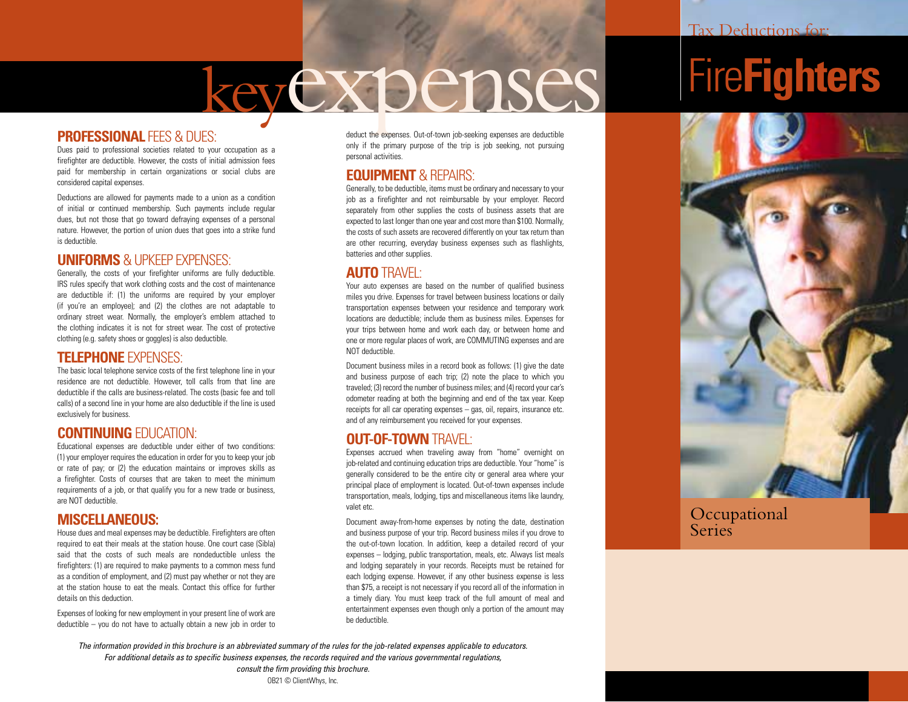# key expenses

## PROFESSIONAL FEES & DUES:

Dues paid to professional societies related to your occupation as a firefighter are deductible. However, the costs of initial admission fees paid for membership in certain organizations or social clubs are considered capital expenses.

Deductions are allowed for payments made to a union as a condition of initial or continued membership. Such payments include regular dues, but not those that go toward defraying expenses of a personal nature. However, the portion of union dues that goes into a strike fund is deductible.

## UNIFORMS & UPKEEP EXPENSES:

Generally, the costs of your firefighter uniforms are fully deductible. IRS rules specify that work clothing costs and the cost of maintenance are deductible if: (1) the uniforms are required by your employer (if you're an employee); and (2) the clothes are not adaptable to ordinary street wear. Normally, the employer's emblem attached to the clothing indicates it is not for street wear. The cost of protective clothing (e.g. safety shoes or goggles) is also deductible.

## TELEPHONE EXPENSES:

The basic local telephone service costs of the first telephone line in your residence are not deductible. However, toll calls from that line are deductible if the calls are business-related. The costs (basic fee and toll calls) of a second line in your home are also deductible if the line is used exclusively for business.

## CONTINUING EDUCATION:

Educational expenses are deductible under either of two conditions: (1) your employer requires the education in order for you to keep your job or rate of pay; or (2) the education maintains or improves skills as a firefighter. Costs of courses that are taken to meet the minimum requirements of a job, or that qualify you for a new trade or business, are NOT deductible.

## MISCELLANEOUS:

House dues and meal expenses may be deductible. Firefighters are often required to eat their meals at the station house. One court case (Sibla) said that the costs of such meals are nondeductible unless the firefighters: (1) are required to make payments to a common mess fund as a condition of employment, and (2) must pay whether or not they are at the station house to eat the meals. Contact this office for further details on this deduction.

Expenses of looking for new employment in your present line of work are deductible – you do not have to actually obtain a new job in order to deduct the expenses. Out-of-town job-seeking expenses are deductible only if the primary purpose of the trip is job seeking, not pursuing personal activities.

## EQUIPMENT & REPAIRS:

Generally, to be deductible, items must be ordinary and necessary to your job as a firefighter and not reimbursable by your employer. Record separately from other supplies the costs of business assets that are expected to last longer than one year and cost more than $100. Normally, the costs of such assets are recovered differently on your tax return than are other recurring, everyday business expenses such as flashlights, batteries and other supplies.

## AUTO TRAVEL:

Your auto expenses are based on the number of qualified business miles you drive. Expenses for travel between business locations or daily transportation expenses between your residence and temporary work locations are deductible; include them as business miles. Expenses for your trips between home and work each day, or between home and one or more regular places of work, are COMMUTING expenses and are NOT deductible.

Document business miles in a record book as follows: (1) give the date and business purpose of each trip; (2) note the place to which you traveled; (3) record the number of business miles; and (4) record your car's odometer reading at both the beginning and end of the tax year. Keep receipts for all car operating expenses – gas, oil, repairs, insurance etc. and of any reimbursement you received for your expenses.

## OUT-OF-TOWN TRAVEL:

Expenses accrued when traveling away from "home" overnight on job-related and continuing education trips are deductible. Your "home" is generally considered to be the entire city or general area where your principal place of employment is located. Out-of-town expenses include transportation, meals, lodging, tips and miscellaneous items like laundry, valet etc.

Document away-from-home expenses by noting the date, destination and business purpose of your trip. Record business miles if you drove to the out-of-town location. In addition, keep a detailed record of your expenses – lodging, public transportation, meals, etc. Always list meals and lodging separately in your records. Receipts must be retained for each lodging expense. However, if any other business expense is less than $75, a receipt is not necessary if you record all of the information in a timely diary. You must keep track of the full amount of meal and entertainment expenses even though only a portion of the amount may be deductible.

*The information provided in this brochure is an abbreviated summary of the rules for the job-related expenses applicable to educators. For additional details as to specific business expenses, the records required and the various governmental regulations, consult the firm providing this brochure.*

OB21 © ClientWhys, Inc.

Tax Deductions for:

# FireFighters

Occupational Series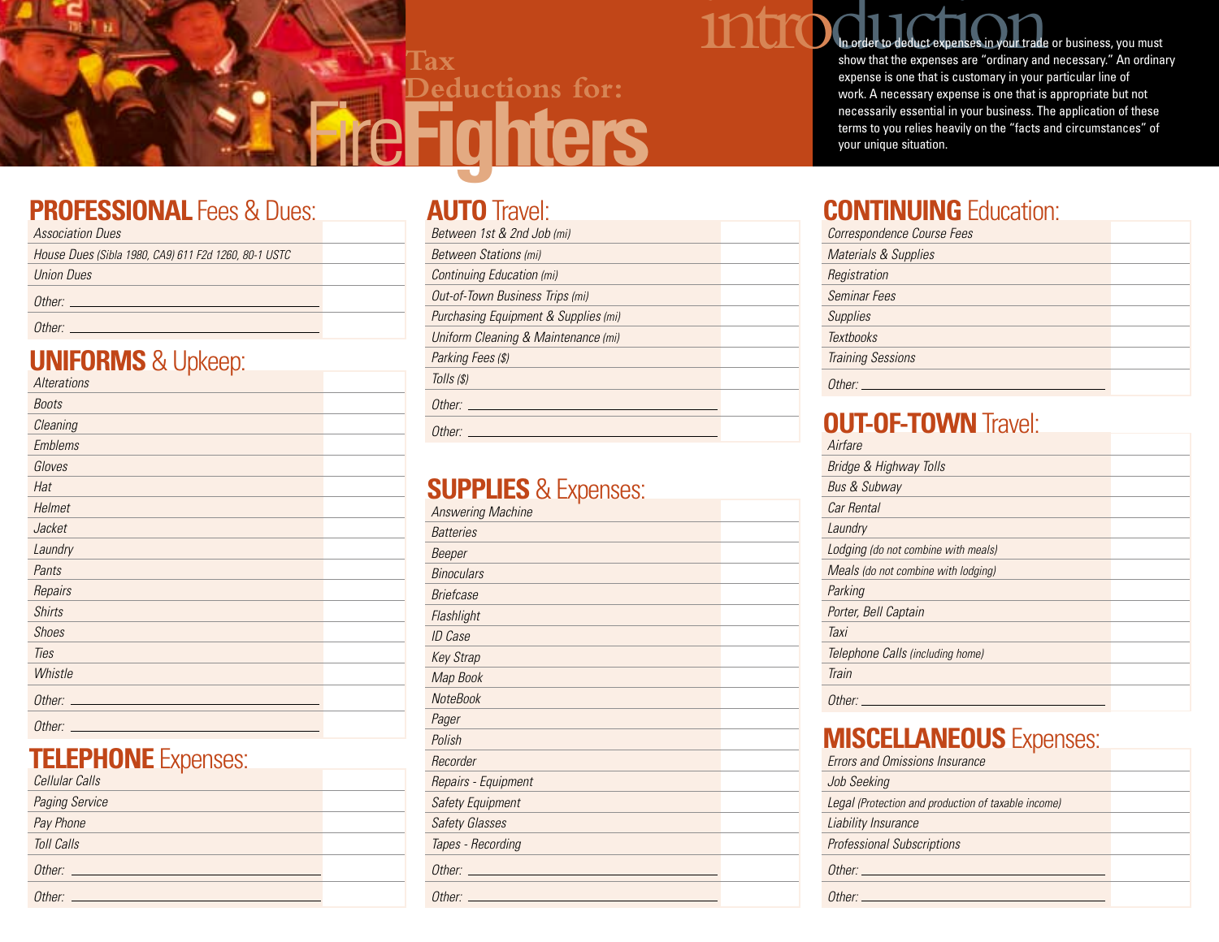# Tax Deductions for: FireFighters

## introduction

In order to deduct expenses in your trade or business, you must show that the expenses are "ordinary and necessary." An ordinary expense is one that is customary in your particular line of work. A necessary expense is one that is appropriate but not necessarily essential in your business. The application of these terms to you relies heavily on the "facts and circumstances" of your unique situation.

## PROFESSIONAL Fees & Dues:

| | |
|---|---|
| *Association Dues* | |
| *House Dues (Sibla 1980, CA9) 611 F2d 1260, 80-1 USTC* | |
| *Union Dues* | |
| *Other:* ______ | |
| *Other:* ______ | |

## UNIFORMS & Upkeep:

| | |
|---|---|
| *Alterations* | |
| *Boots* | |
| *Cleaning* | |
| *Emblems* | |
| *Gloves* | |
| *Hat* | |
| *Helmet* | |
| *Jacket* | |
| *Laundry* | |
| *Pants* | |
| *Repairs* | |
| *Shirts* | |
| *Shoes* | |
| *Ties* | |
| *Whistle* | |
| *Other:* ______ | |
| *Other:* ______ | |

## TELEPHONE Expenses:

| | |
|---|---|
| *Cellular Calls* | |
| *Paging Service* | |
| *Pay Phone* | |
| *Toll Calls* | |
| *Other:* ______ | |
| *Other:* ______ | |

## AUTO Travel:

| | |
|---|---|
| *Between 1st & 2nd Job (mi)* | |
| *Between Stations (mi)* | |
| *Continuing Education (mi)* | |
| *Out-of-Town Business Trips (mi)* | |
| *Purchasing Equipment & Supplies (mi)* | |
| *Uniform Cleaning & Maintenance (mi)* | |
| *Parking Fees ($)* | |
| *Tolls ($)* | |
| *Other:* ______ | |
| *Other:* ______ | |

## SUPPLIES & Expenses:

| | |
|---|---|
| *Answering Machine* | |
| *Batteries* | |
| *Beeper* | |
| *Binoculars* | |
| *Briefcase* | |
| *Flashlight* | |
| *ID Case* | |
| *Key Strap* | |
| *Map Book* | |
| *NoteBook* | |
| *Pager* | |
| *Polish* | |
| *Recorder* | |
| *Repairs - Equipment* | |
| *Safety Equipment* | |
| *Safety Glasses* | |
| *Tapes - Recording* | |
| *Other:* ______ | |
| *Other:* ______ | |

## CONTINUING Education:

| | |
|---|---|
| *Correspondence Course Fees* | |
| *Materials & Supplies* | |
| *Registration* | |
| *Seminar Fees* | |
| *Supplies* | |
| *Textbooks* | |
| *Training Sessions* | |
| *Other:* ______ | |

## OUT-OF-TOWN Travel:

| | |
|---|---|
| *Airfare* | |
| *Bridge & Highway Tolls* | |
| *Bus & Subway* | |
| *Car Rental* | |
| *Laundry* | |
| *Lodging (do not combine with meals)* | |
| *Meals (do not combine with lodging)* | |
| *Parking* | |
| *Porter, Bell Captain* | |
| *Taxi* | |
| *Telephone Calls (including home)* | |
| *Train* | |
| *Other:* ______ | |

## MISCELLANEOUS Expenses:

| | |
|---|---|
| *Errors and Omissions Insurance* | |
| *Job Seeking* | |
| *Legal (Protection and production of taxable income)* | |
| *Liability Insurance* | |
| *Professional Subscriptions* | |
| *Other:* ______ | |
| *Other:* ______ | |